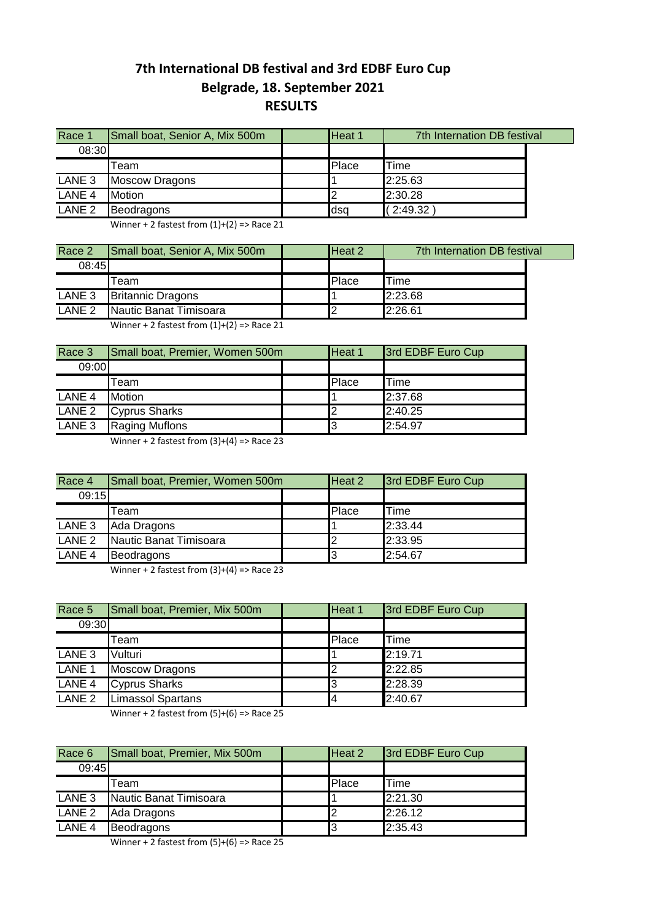# 7th International DB festival and 3rd EDBF Euro Cup

## Belgrade, 18. September 2021

## RESULTS

| Race 1 | Small boat, Senior A, Mix 500m | | Heat 1 | 7th Internation DB festival |
|---|---|---|---|---|
| 08:30 | | | | |
| | Team | | Place | Time |
| LANE 3 | Moscow Dragons | | 1 | 2:25.63 |
| LANE 4 | Motion | | 2 | 2:30.28 |
| LANE 2 | Beodragons | | dsq | ( 2:49.32 ) |

Winner + 2 fastest from (1)+(2) => Race 21

| Race 2 | Small boat, Senior A, Mix 500m | | Heat 2 | 7th Internation DB festival |
|---|---|---|---|---|
| 08:45 | | | | |
| | Team | | Place | Time |
| LANE 3 | Britannic Dragons | | 1 | 2:23.68 |
| LANE 2 | Nautic Banat Timisoara | | 2 | 2:26.61 |

Winner + 2 fastest from (1)+(2) => Race 21

| Race 3 | Small boat, Premier, Women 500m | | Heat 1 | 3rd EDBF Euro Cup |
|---|---|---|---|---|
| 09:00 | | | | |
| | Team | | Place | Time |
| LANE 4 | Motion | | 1 | 2:37.68 |
| LANE 2 | Cyprus Sharks | | 2 | 2:40.25 |
| LANE 3 | Raging Muflons | | 3 | 2:54.97 |

Winner + 2 fastest from (3)+(4) => Race 23

| Race 4 | Small boat, Premier, Women 500m | | Heat 2 | 3rd EDBF Euro Cup |
|---|---|---|---|---|
| 09:15 | | | | |
| | Team | | Place | Time |
| LANE 3 | Ada Dragons | | 1 | 2:33.44 |
| LANE 2 | Nautic Banat Timisoara | | 2 | 2:33.95 |
| LANE 4 | Beodragons | | 3 | 2:54.67 |

Winner + 2 fastest from (3)+(4) => Race 23

| Race 5 | Small boat, Premier, Mix 500m | | Heat 1 | 3rd EDBF Euro Cup |
|---|---|---|---|---|
| 09:30 | | | | |
| | Team | | Place | Time |
| LANE 3 | Vulturi | | 1 | 2:19.71 |
| LANE 1 | Moscow Dragons | | 2 | 2:22.85 |
| LANE 4 | Cyprus Sharks | | 3 | 2:28.39 |
| LANE 2 | Limassol Spartans | | 4 | 2:40.67 |

Winner + 2 fastest from (5)+(6) => Race 25

| Race 6 | Small boat, Premier, Mix 500m | | Heat 2 | 3rd EDBF Euro Cup |
|---|---|---|---|---|
| 09:45 | | | | |
| | Team | | Place | Time |
| LANE 3 | Nautic Banat Timisoara | | 1 | 2:21.30 |
| LANE 2 | Ada Dragons | | 2 | 2:26.12 |
| LANE 4 | Beodragons | | 3 | 2:35.43 |

Winner + 2 fastest from (5)+(6) => Race 25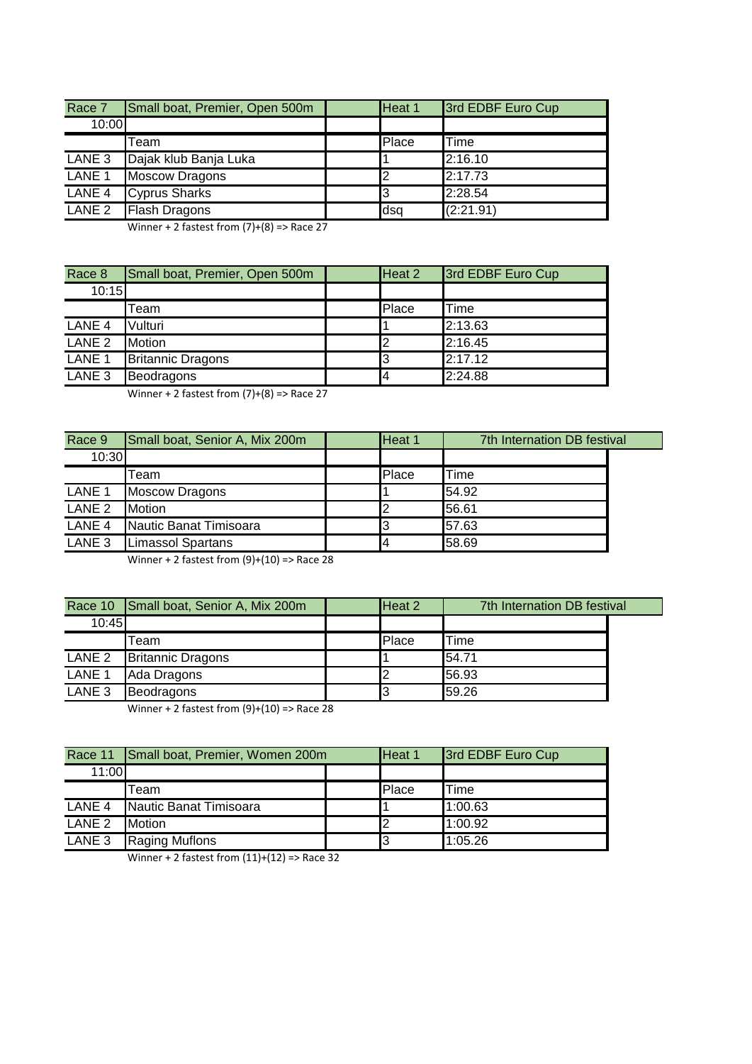| Race 7 | Small boat, Premier, Open 500m | | Heat 1 | 3rd EDBF Euro Cup |
|---|---|---|---|---|
| 10:00 | | | | |
| | Team | | Place | Time |
| LANE 3 | Dajak klub Banja Luka | | 1 | 2:16.10 |
| LANE 1 | Moscow Dragons | | 2 | 2:17.73 |
| LANE 4 | Cyprus Sharks | | 3 | 2:28.54 |
| LANE 2 | Flash Dragons | | dsq | (2:21.91) |

Winner + 2 fastest from (7)+(8) => Race 27

| Race 8 | Small boat, Premier, Open 500m | | Heat 2 | 3rd EDBF Euro Cup |
|---|---|---|---|---|
| 10:15 | | | | |
| | Team | | Place | Time |
| LANE 4 | Vulturi | | 1 | 2:13.63 |
| LANE 2 | Motion | | 2 | 2:16.45 |
| LANE 1 | Britannic Dragons | | 3 | 2:17.12 |
| LANE 3 | Beodragons | | 4 | 2:24.88 |

Winner + 2 fastest from (7)+(8) => Race 27

| Race 9 | Small boat, Senior A, Mix 200m | | Heat 1 | 7th Internation DB festival |
|---|---|---|---|---|
| 10:30 | | | | |
| | Team | | Place | Time |
| LANE 1 | Moscow Dragons | | 1 | 54.92 |
| LANE 2 | Motion | | 2 | 56.61 |
| LANE 4 | Nautic Banat Timisoara | | 3 | 57.63 |
| LANE 3 | Limassol Spartans | | 4 | 58.69 |

Winner + 2 fastest from (9)+(10) => Race 28

| Race 10 | Small boat, Senior A, Mix 200m | | Heat 2 | 7th Internation DB festival |
|---|---|---|---|---|
| 10:45 | | | | |
| | Team | | Place | Time |
| LANE 2 | Britannic Dragons | | 1 | 54.71 |
| LANE 1 | Ada Dragons | | 2 | 56.93 |
| LANE 3 | Beodragons | | 3 | 59.26 |

Winner + 2 fastest from (9)+(10) => Race 28

| Race 11 | Small boat, Premier, Women 200m | | Heat 1 | 3rd EDBF Euro Cup |
|---|---|---|---|---|
| 11:00 | | | | |
| | Team | | Place | Time |
| LANE 4 | Nautic Banat Timisoara | | 1 | 1:00.63 |
| LANE 2 | Motion | | 2 | 1:00.92 |
| LANE 3 | Raging Muflons | | 3 | 1:05.26 |

Winner + 2 fastest from (11)+(12) => Race 32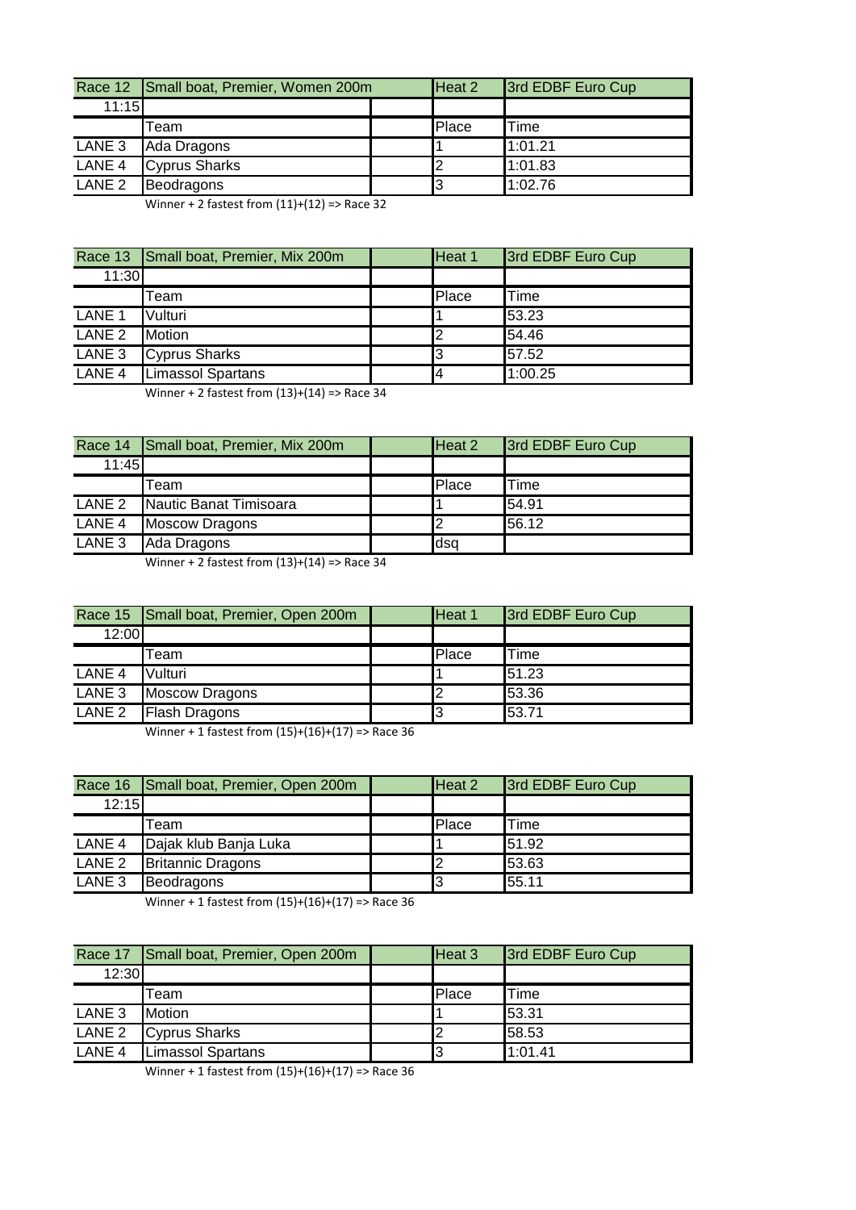| Race 12 | Small boat, Premier, Women 200m | | Heat 2 | 3rd EDBF Euro Cup |
|---|---|---|---|---|
| 11:15 | | | | |
| | Team | | Place | Time |
| LANE 3 | Ada Dragons | | 1 | 1:01.21 |
| LANE 4 | Cyprus Sharks | | 2 | 1:01.83 |
| LANE 2 | Beodragons | | 3 | 1:02.76 |

Winner + 2 fastest from (11)+(12) => Race 32

| Race 13 | Small boat, Premier, Mix 200m | | Heat 1 | 3rd EDBF Euro Cup |
|---|---|---|---|---|
| 11:30 | | | | |
| | Team | | Place | Time |
| LANE 1 | Vulturi | | 1 | 53.23 |
| LANE 2 | Motion | | 2 | 54.46 |
| LANE 3 | Cyprus Sharks | | 3 | 57.52 |
| LANE 4 | Limassol Spartans | | 4 | 1:00.25 |

Winner + 2 fastest from (13)+(14) => Race 34

| Race 14 | Small boat, Premier, Mix 200m | | Heat 2 | 3rd EDBF Euro Cup |
|---|---|---|---|---|
| 11:45 | | | | |
| | Team | | Place | Time |
| LANE 2 | Nautic Banat Timisoara | | 1 | 54.91 |
| LANE 4 | Moscow Dragons | | 2 | 56.12 |
| LANE 3 | Ada Dragons | | dsq | |

Winner + 2 fastest from (13)+(14) => Race 34

| Race 15 | Small boat, Premier, Open 200m | | Heat 1 | 3rd EDBF Euro Cup |
|---|---|---|---|---|
| 12:00 | | | | |
| | Team | | Place | Time |
| LANE 4 | Vulturi | | 1 | 51.23 |
| LANE 3 | Moscow Dragons | | 2 | 53.36 |
| LANE 2 | Flash Dragons | | 3 | 53.71 |

Winner + 1 fastest from (15)+(16)+(17) => Race 36

| Race 16 | Small boat, Premier, Open 200m | | Heat 2 | 3rd EDBF Euro Cup |
|---|---|---|---|---|
| 12:15 | | | | |
| | Team | | Place | Time |
| LANE 4 | Dajak klub Banja Luka | | 1 | 51.92 |
| LANE 2 | Britannic Dragons | | 2 | 53.63 |
| LANE 3 | Beodragons | | 3 | 55.11 |

Winner + 1 fastest from (15)+(16)+(17) => Race 36

| Race 17 | Small boat, Premier, Open 200m | | Heat 3 | 3rd EDBF Euro Cup |
|---|---|---|---|---|
| 12:30 | | | | |
| | Team | | Place | Time |
| LANE 3 | Motion | | 1 | 53.31 |
| LANE 2 | Cyprus Sharks | | 2 | 58.53 |
| LANE 4 | Limassol Spartans | | 3 | 1:01.41 |

Winner + 1 fastest from (15)+(16)+(17) => Race 36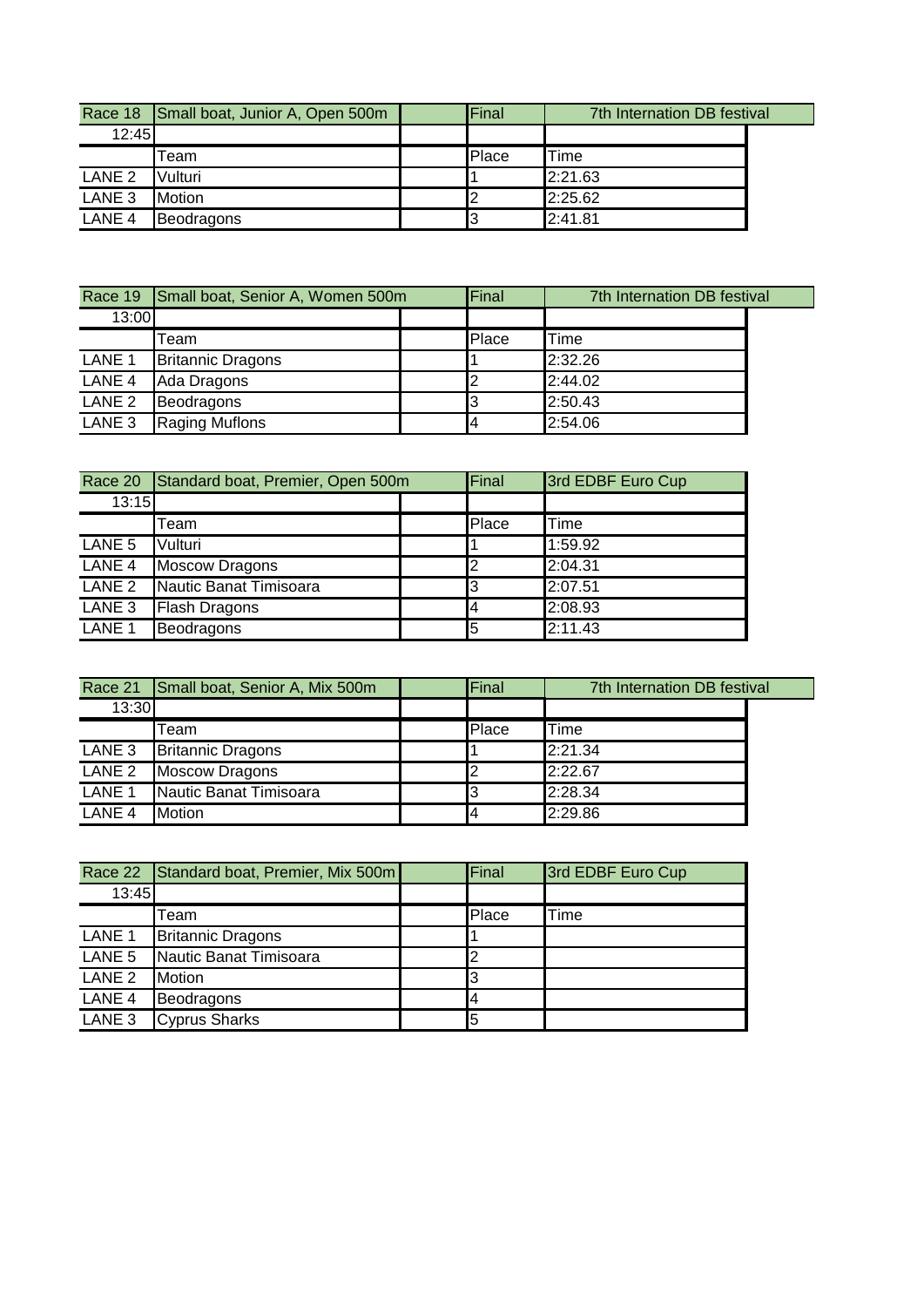| Race 18 | Small boat, Junior A, Open 500m | | Final | 7th Internation DB festival |
|---|---|---|---|---|
| 12:45 | | | | |
| | Team | | Place | Time |
| LANE 2 | Vulturi | | 1 | 2:21.63 |
| LANE 3 | Motion | | 2 | 2:25.62 |
| LANE 4 | Beodragons | | 3 | 2:41.81 |

| Race 19 | Small boat, Senior A, Women 500m | | Final | 7th Internation DB festival |
|---|---|---|---|---|
| 13:00 | | | | |
| | Team | | Place | Time |
| LANE 1 | Britannic Dragons | | 1 | 2:32.26 |
| LANE 4 | Ada Dragons | | 2 | 2:44.02 |
| LANE 2 | Beodragons | | 3 | 2:50.43 |
| LANE 3 | Raging Muflons | | 4 | 2:54.06 |

| Race 20 | Standard boat, Premier, Open 500m | | Final | 3rd EDBF Euro Cup |
|---|---|---|---|---|
| 13:15 | | | | |
| | Team | | Place | Time |
| LANE 5 | Vulturi | | 1 | 1:59.92 |
| LANE 4 | Moscow Dragons | | 2 | 2:04.31 |
| LANE 2 | Nautic Banat Timisoara | | 3 | 2:07.51 |
| LANE 3 | Flash Dragons | | 4 | 2:08.93 |
| LANE 1 | Beodragons | | 5 | 2:11.43 |

| Race 21 | Small boat, Senior A, Mix 500m | | Final | 7th Internation DB festival |
|---|---|---|---|---|
| 13:30 | | | | |
| | Team | | Place | Time |
| LANE 3 | Britannic Dragons | | 1 | 2:21.34 |
| LANE 2 | Moscow Dragons | | 2 | 2:22.67 |
| LANE 1 | Nautic Banat Timisoara | | 3 | 2:28.34 |
| LANE 4 | Motion | | 4 | 2:29.86 |

| Race 22 | Standard boat, Premier, Mix 500m | | Final | 3rd EDBF Euro Cup |
|---|---|---|---|---|
| 13:45 | | | | |
| | Team | | Place | Time |
| LANE 1 | Britannic Dragons | | 1 | |
| LANE 5 | Nautic Banat Timisoara | | 2 | |
| LANE 2 | Motion | | 3 | |
| LANE 4 | Beodragons | | 4 | |
| LANE 3 | Cyprus Sharks | | 5 | |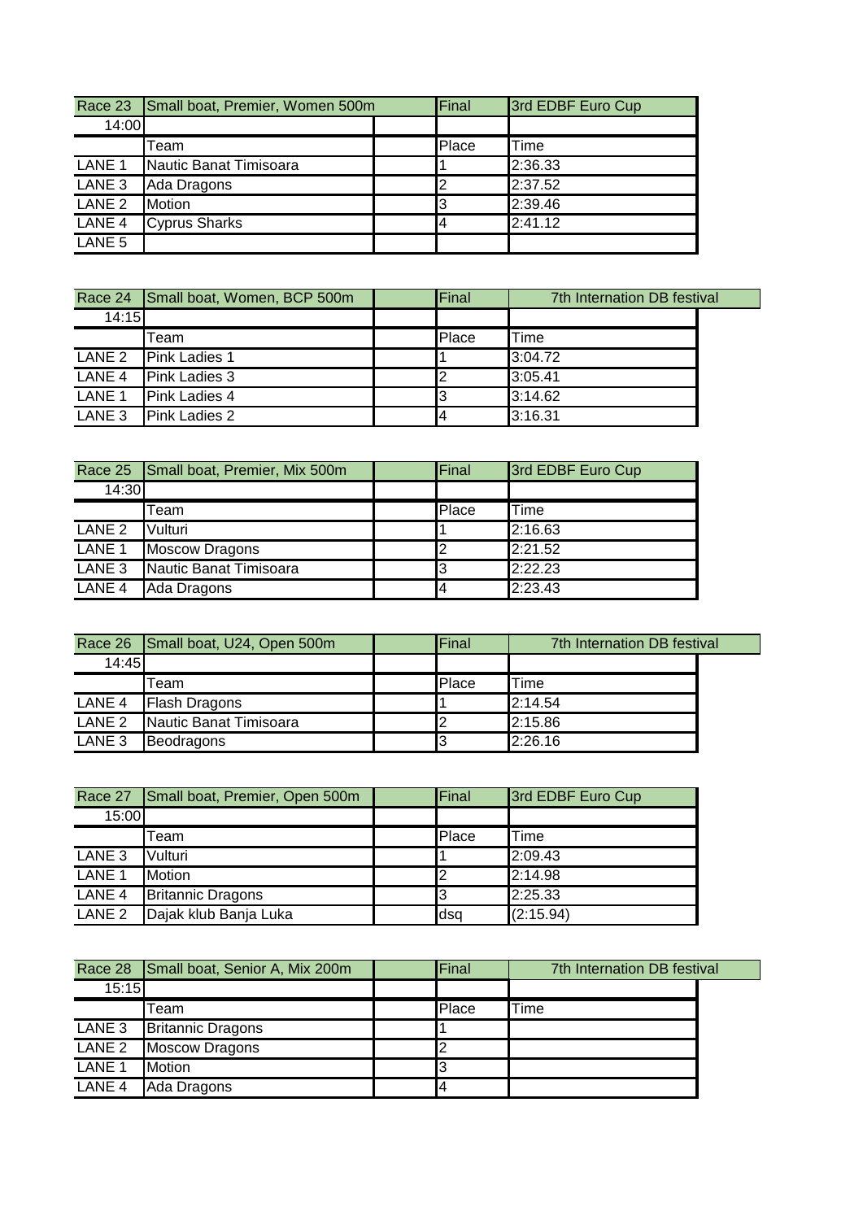| Race 23 | Small boat, Premier, Women 500m | | Final | 3rd EDBF Euro Cup |
|---|---|---|---|---|
| 14:00 | | | | |
| | Team | | Place | Time |
| LANE 1 | Nautic Banat Timisoara | | 1 | 2:36.33 |
| LANE 3 | Ada Dragons | | 2 | 2:37.52 |
| LANE 2 | Motion | | 3 | 2:39.46 |
| LANE 4 | Cyprus Sharks | | 4 | 2:41.12 |
| LANE 5 | | | | |

| Race 24 | Small boat, Women, BCP 500m | | Final | 7th Internation DB festival |
|---|---|---|---|---|
| 14:15 | | | | |
| | Team | | Place | Time |
| LANE 2 | Pink Ladies 1 | | 1 | 3:04.72 |
| LANE 4 | Pink Ladies 3 | | 2 | 3:05.41 |
| LANE 1 | Pink Ladies 4 | | 3 | 3:14.62 |
| LANE 3 | Pink Ladies 2 | | 4 | 3:16.31 |

| Race 25 | Small boat, Premier, Mix 500m | | Final | 3rd EDBF Euro Cup |
|---|---|---|---|---|
| 14:30 | | | | |
| | Team | | Place | Time |
| LANE 2 | Vulturi | | 1 | 2:16.63 |
| LANE 1 | Moscow Dragons | | 2 | 2:21.52 |
| LANE 3 | Nautic Banat Timisoara | | 3 | 2:22.23 |
| LANE 4 | Ada Dragons | | 4 | 2:23.43 |

| Race 26 | Small boat, U24, Open 500m | | Final | 7th Internation DB festival |
|---|---|---|---|---|
| 14:45 | | | | |
| | Team | | Place | Time |
| LANE 4 | Flash Dragons | | 1 | 2:14.54 |
| LANE 2 | Nautic Banat Timisoara | | 2 | 2:15.86 |
| LANE 3 | Beodragons | | 3 | 2:26.16 |

| Race 27 | Small boat, Premier, Open 500m | | Final | 3rd EDBF Euro Cup |
|---|---|---|---|---|
| 15:00 | | | | |
| | Team | | Place | Time |
| LANE 3 | Vulturi | | 1 | 2:09.43 |
| LANE 1 | Motion | | 2 | 2:14.98 |
| LANE 4 | Britannic Dragons | | 3 | 2:25.33 |
| LANE 2 | Dajak klub Banja Luka | | dsq | (2:15.94) |

| Race 28 | Small boat, Senior A, Mix 200m | | Final | 7th Internation DB festival |
|---|---|---|---|---|
| 15:15 | | | | |
| | Team | | Place | Time |
| LANE 3 | Britannic Dragons | | 1 | |
| LANE 2 | Moscow Dragons | | 2 | |
| LANE 1 | Motion | | 3 | |
| LANE 4 | Ada Dragons | | 4 | |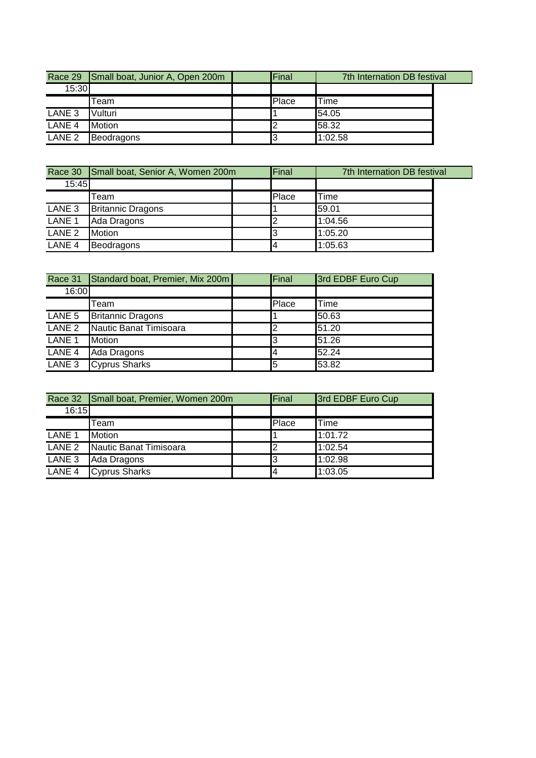| Race 29 | Small boat, Junior A, Open 200m | | Final | 7th Internation DB festival |
|---|---|---|---|---|
| 15:30 | | | | |
| | Team | | Place | Time |
| LANE 3 | Vulturi | | 1 | 54.05 |
| LANE 4 | Motion | | 2 | 58.32 |
| LANE 2 | Beodragons | | 3 | 1:02.58 |

| Race 30 | Small boat, Senior A, Women 200m | | Final | 7th Internation DB festival |
|---|---|---|---|---|
| 15:45 | | | | |
| | Team | | Place | Time |
| LANE 3 | Britannic Dragons | | 1 | 59.01 |
| LANE 1 | Ada Dragons | | 2 | 1:04.56 |
| LANE 2 | Motion | | 3 | 1:05.20 |
| LANE 4 | Beodragons | | 4 | 1:05.63 |

| Race 31 | Standard boat, Premier, Mix 200m | | Final | 3rd EDBF Euro Cup |
|---|---|---|---|---|
| 16:00 | | | | |
| | Team | | Place | Time |
| LANE 5 | Britannic Dragons | | 1 | 50.63 |
| LANE 2 | Nautic Banat Timisoara | | 2 | 51.20 |
| LANE 1 | Motion | | 3 | 51.26 |
| LANE 4 | Ada Dragons | | 4 | 52.24 |
| LANE 3 | Cyprus Sharks | | 5 | 53.82 |

| Race 32 | Small boat, Premier, Women 200m | | Final | 3rd EDBF Euro Cup |
|---|---|---|---|---|
| 16:15 | | | | |
| | Team | | Place | Time |
| LANE 1 | Motion | | 1 | 1:01.72 |
| LANE 2 | Nautic Banat Timisoara | | 2 | 1:02.54 |
| LANE 3 | Ada Dragons | | 3 | 1:02.98 |
| LANE 4 | Cyprus Sharks | | 4 | 1:03.05 |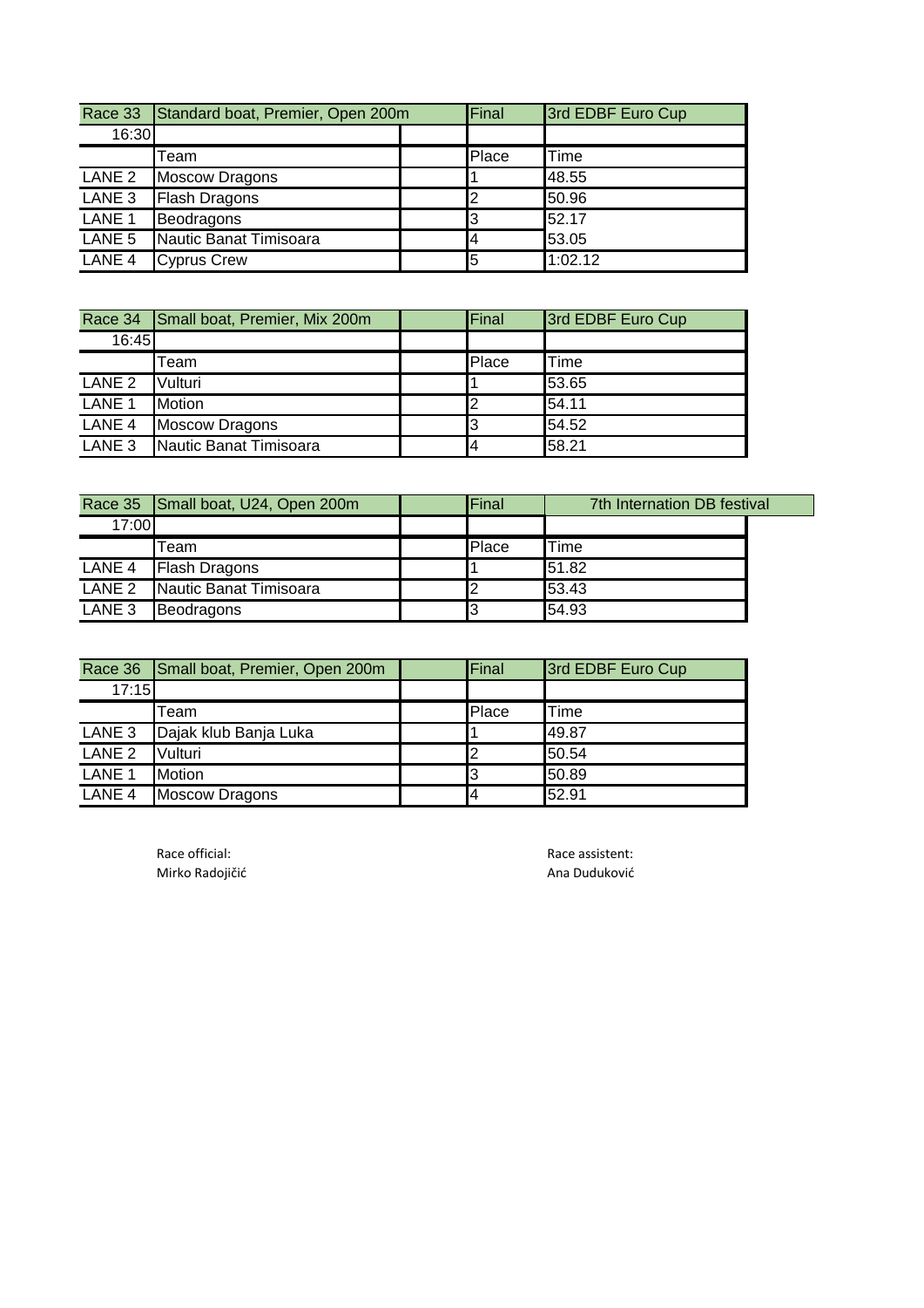| Race 33 | Standard boat, Premier, Open 200m | | Final | 3rd EDBF Euro Cup |
|---|---|---|---|---|
| 16:30 | | | | |
| | Team | | Place | Time |
| LANE 2 | Moscow Dragons | | 1 | 48.55 |
| LANE 3 | Flash Dragons | | 2 | 50.96 |
| LANE 1 | Beodragons | | 3 | 52.17 |
| LANE 5 | Nautic Banat Timisoara | | 4 | 53.05 |
| LANE 4 | Cyprus Crew | | 5 | 1:02.12 |

| Race 34 | Small boat, Premier, Mix 200m | | Final | 3rd EDBF Euro Cup |
|---|---|---|---|---|
| 16:45 | | | | |
| | Team | | Place | Time |
| LANE 2 | Vulturi | | 1 | 53.65 |
| LANE 1 | Motion | | 2 | 54.11 |
| LANE 4 | Moscow Dragons | | 3 | 54.52 |
| LANE 3 | Nautic Banat Timisoara | | 4 | 58.21 |

| Race 35 | Small boat, U24, Open 200m | | Final | 7th Internation DB festival |
|---|---|---|---|---|
| 17:00 | | | | |
| | Team | | Place | Time |
| LANE 4 | Flash Dragons | | 1 | 51.82 |
| LANE 2 | Nautic Banat Timisoara | | 2 | 53.43 |
| LANE 3 | Beodragons | | 3 | 54.93 |

| Race 36 | Small boat, Premier, Open 200m | | Final | 3rd EDBF Euro Cup |
|---|---|---|---|---|
| 17:15 | | | | |
| | Team | | Place | Time |
| LANE 3 | Dajak klub Banja Luka | | 1 | 49.87 |
| LANE 2 | Vulturi | | 2 | 50.54 |
| LANE 1 | Motion | | 3 | 50.89 |
| LANE 4 | Moscow Dragons | | 4 | 52.91 |

Race official:
Mirko Radojičić

Race assistent:
Ana Duduković